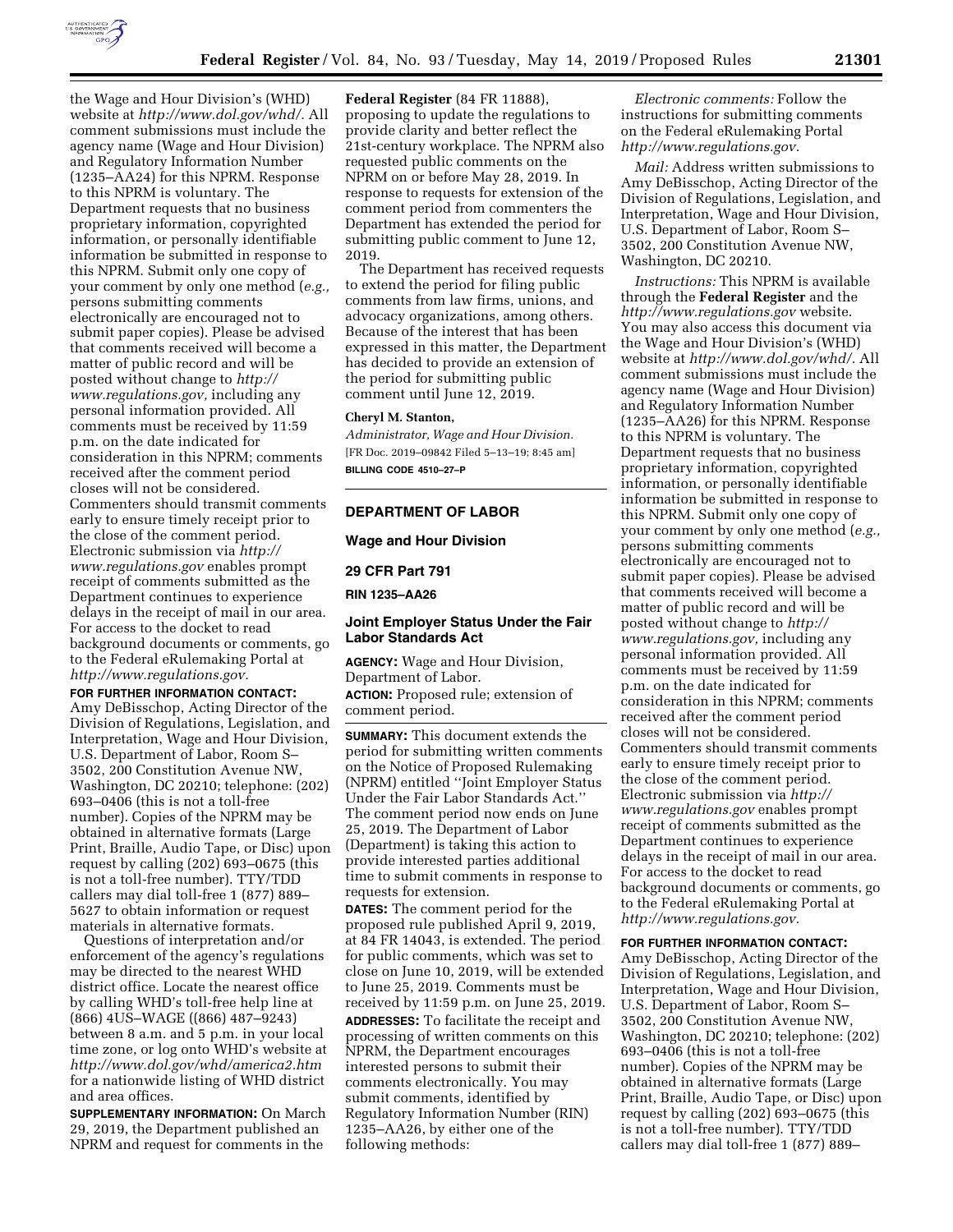the Wage and Hour Division's (WHD) website at *http://www.dol.gov/whd/.* All comment submissions must include the agency name (Wage and Hour Division) and Regulatory Information Number (1235–AA24) for this NPRM. Response to this NPRM is voluntary. The Department requests that no business proprietary information, copyrighted information, or personally identifiable information be submitted in response to this NPRM. Submit only one copy of your comment by only one method (*e.g.,* persons submitting comments electronically are encouraged not to submit paper copies). Please be advised that comments received will become a matter of public record and will be posted without change to *http://www.regulations.gov,* including any personal information provided. All comments must be received by 11:59 p.m. on the date indicated for consideration in this NPRM; comments received after the comment period closes will not be considered. Commenters should transmit comments early to ensure timely receipt prior to the close of the comment period. Electronic submission via *http://www.regulations.gov* enables prompt receipt of comments submitted as the Department continues to experience delays in the receipt of mail in our area. For access to the docket to read background documents or comments, go to the Federal eRulemaking Portal at *http://www.regulations.gov.*

**FOR FURTHER INFORMATION CONTACT:** Amy DeBisschop, Acting Director of the Division of Regulations, Legislation, and Interpretation, Wage and Hour Division, U.S. Department of Labor, Room S–3502, 200 Constitution Avenue NW, Washington, DC 20210; telephone: (202) 693–0406 (this is not a toll-free number). Copies of the NPRM may be obtained in alternative formats (Large Print, Braille, Audio Tape, or Disc) upon request by calling (202) 693–0675 (this is not a toll-free number). TTY/TDD callers may dial toll-free 1 (877) 889–5627 to obtain information or request materials in alternative formats.

Questions of interpretation and/or enforcement of the agency's regulations may be directed to the nearest WHD district office. Locate the nearest office by calling WHD's toll-free help line at (866) 4US–WAGE ((866) 487–9243) between 8 a.m. and 5 p.m. in your local time zone, or log onto WHD's website at *http://www.dol.gov/whd/america2.htm* for a nationwide listing of WHD district and area offices.

**SUPPLEMENTARY INFORMATION:** On March 29, 2019, the Department published an NPRM and request for comments in the **Federal Register** (84 FR 11888), proposing to update the regulations to provide clarity and better reflect the 21st-century workplace. The NPRM also requested public comments on the NPRM on or before May 28, 2019. In response to requests for extension of the comment period from commenters the Department has extended the period for submitting public comment to June 12, 2019.

The Department has received requests to extend the period for filing public comments from law firms, unions, and advocacy organizations, among others. Because of the interest that has been expressed in this matter, the Department has decided to provide an extension of the period for submitting public comment until June 12, 2019.

**Cheryl M. Stanton,**

*Administrator, Wage and Hour Division.*

[FR Doc. 2019–09842 Filed 5–13–19; 8:45 am]

**BILLING CODE 4510–27–P**

---

## DEPARTMENT OF LABOR

### Wage and Hour Division

### 29 CFR Part 791

### RIN 1235–AA26

### Joint Employer Status Under the Fair Labor Standards Act

**AGENCY:** Wage and Hour Division, Department of Labor.

**ACTION:** Proposed rule; extension of comment period.

**SUMMARY:** This document extends the period for submitting written comments on the Notice of Proposed Rulemaking (NPRM) entitled ''Joint Employer Status Under the Fair Labor Standards Act.'' The comment period now ends on June 25, 2019. The Department of Labor (Department) is taking this action to provide interested parties additional time to submit comments in response to requests for extension.

**DATES:** The comment period for the proposed rule published April 9, 2019, at 84 FR 14043, is extended. The period for public comments, which was set to close on June 10, 2019, will be extended to June 25, 2019. Comments must be received by 11:59 p.m. on June 25, 2019.

**ADDRESSES:** To facilitate the receipt and processing of written comments on this NPRM, the Department encourages interested persons to submit their comments electronically. You may submit comments, identified by Regulatory Information Number (RIN) 1235–AA26, by either one of the following methods:

*Electronic comments:* Follow the instructions for submitting comments on the Federal eRulemaking Portal *http://www.regulations.gov.*

*Mail:* Address written submissions to Amy DeBisschop, Acting Director of the Division of Regulations, Legislation, and Interpretation, Wage and Hour Division, U.S. Department of Labor, Room S–3502, 200 Constitution Avenue NW, Washington, DC 20210.

*Instructions:* This NPRM is available through the **Federal Register** and the *http://www.regulations.gov* website. You may also access this document via the Wage and Hour Division's (WHD) website at *http://www.dol.gov/whd/.* All comment submissions must include the agency name (Wage and Hour Division) and Regulatory Information Number (1235–AA26) for this NPRM. Response to this NPRM is voluntary. The Department requests that no business proprietary information, copyrighted information, or personally identifiable information be submitted in response to this NPRM. Submit only one copy of your comment by only one method (*e.g.,* persons submitting comments electronically are encouraged not to submit paper copies). Please be advised that comments received will become a matter of public record and will be posted without change to *http://www.regulations.gov,* including any personal information provided. All comments must be received by 11:59 p.m. on the date indicated for consideration in this NPRM; comments received after the comment period closes will not be considered. Commenters should transmit comments early to ensure timely receipt prior to the close of the comment period. Electronic submission via *http://www.regulations.gov* enables prompt receipt of comments submitted as the Department continues to experience delays in the receipt of mail in our area. For access to the docket to read background documents or comments, go to the Federal eRulemaking Portal at *http://www.regulations.gov.*

**FOR FURTHER INFORMATION CONTACT:** Amy DeBisschop, Acting Director of the Division of Regulations, Legislation, and Interpretation, Wage and Hour Division, U.S. Department of Labor, Room S–3502, 200 Constitution Avenue NW, Washington, DC 20210; telephone: (202) 693–0406 (this is not a toll-free number). Copies of the NPRM may be obtained in alternative formats (Large Print, Braille, Audio Tape, or Disc) upon request by calling (202) 693–0675 (this is not a toll-free number). TTY/TDD callers may dial toll-free 1 (877) 889–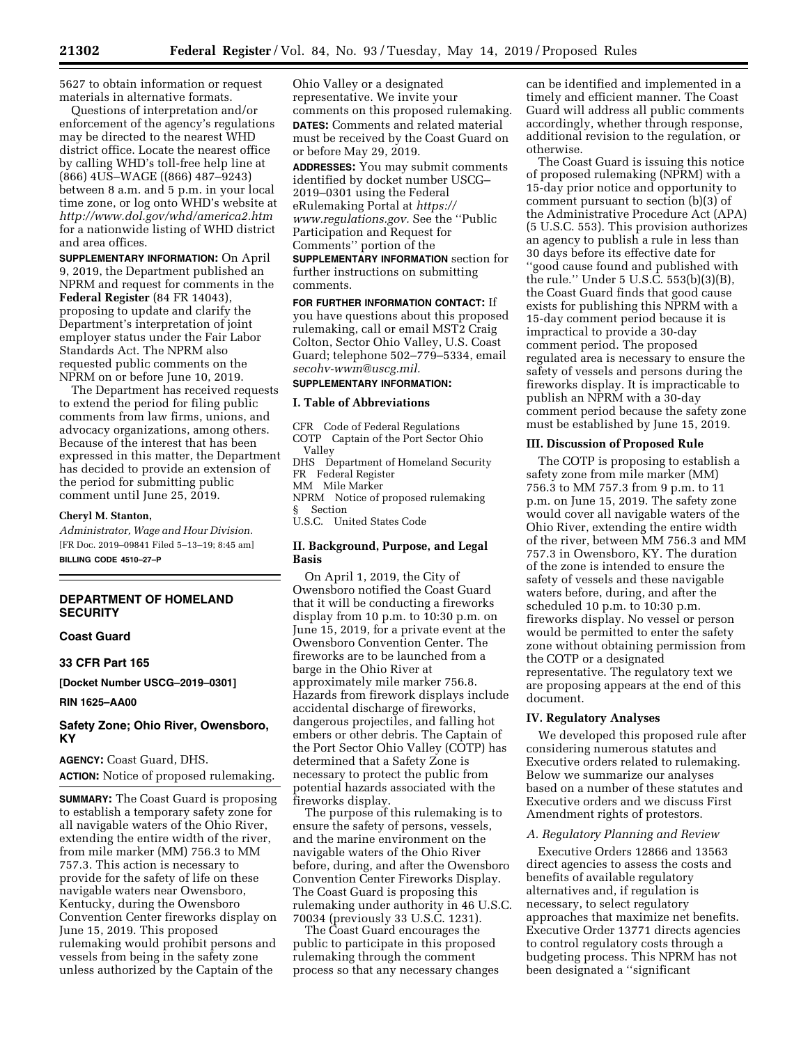5627 to obtain information or request materials in alternative formats.

Questions of interpretation and/or enforcement of the agency's regulations may be directed to the nearest WHD district office. Locate the nearest office by calling WHD's toll-free help line at (866) 4US–WAGE ((866) 487–9243) between 8 a.m. and 5 p.m. in your local time zone, or log onto WHD's website at *http://www.dol.gov/whd/america2.htm* for a nationwide listing of WHD district and area offices.

**SUPPLEMENTARY INFORMATION:** On April 9, 2019, the Department published an NPRM and request for comments in the **Federal Register** (84 FR 14043), proposing to update and clarify the Department's interpretation of joint employer status under the Fair Labor Standards Act. The NPRM also requested public comments on the NPRM on or before June 10, 2019.

The Department has received requests to extend the period for filing public comments from law firms, unions, and advocacy organizations, among others. Because of the interest that has been expressed in this matter, the Department has decided to provide an extension of the period for submitting public comment until June 25, 2019.

**Cheryl M. Stanton,**

*Administrator, Wage and Hour Division.*

[FR Doc. 2019–09841 Filed 5–13–19; 8:45 am]

**BILLING CODE 4510–27–P**

---

## DEPARTMENT OF HOMELAND SECURITY

### Coast Guard

### 33 CFR Part 165

**[Docket Number USCG–2019–0301]**

**RIN 1625–AA00**

## Safety Zone; Ohio River, Owensboro, KY

**AGENCY:** Coast Guard, DHS.

**ACTION:** Notice of proposed rulemaking.

**SUMMARY:** The Coast Guard is proposing to establish a temporary safety zone for all navigable waters of the Ohio River, extending the entire width of the river, from mile marker (MM) 756.3 to MM 757.3. This action is necessary to provide for the safety of life on these navigable waters near Owensboro, Kentucky, during the Owensboro Convention Center fireworks display on June 15, 2019. This proposed rulemaking would prohibit persons and vessels from being in the safety zone unless authorized by the Captain of the Ohio Valley or a designated representative. We invite your comments on this proposed rulemaking.

**DATES:** Comments and related material must be received by the Coast Guard on or before May 29, 2019.

**ADDRESSES:** You may submit comments identified by docket number USCG–2019–0301 using the Federal eRulemaking Portal at *https://www.regulations.gov.* See the ''Public Participation and Request for Comments'' portion of the **SUPPLEMENTARY INFORMATION** section for further instructions on submitting comments.

**FOR FURTHER INFORMATION CONTACT:** If you have questions about this proposed rulemaking, call or email MST2 Craig Colton, Sector Ohio Valley, U.S. Coast Guard; telephone 502–779–5334, email *secohv-wwm@uscg.mil.*

**SUPPLEMENTARY INFORMATION:**

### I. Table of Abbreviations

CFR Code of Federal Regulations
COTP Captain of the Port Sector Ohio Valley
DHS Department of Homeland Security
FR Federal Register
MM Mile Marker
NPRM Notice of proposed rulemaking
§ Section
U.S.C. United States Code

### II. Background, Purpose, and Legal Basis

On April 1, 2019, the City of Owensboro notified the Coast Guard that it will be conducting a fireworks display from 10 p.m. to 10:30 p.m. on June 15, 2019, for a private event at the Owensboro Convention Center. The fireworks are to be launched from a barge in the Ohio River at approximately mile marker 756.8. Hazards from firework displays include accidental discharge of fireworks, dangerous projectiles, and falling hot embers or other debris. The Captain of the Port Sector Ohio Valley (COTP) has determined that a Safety Zone is necessary to protect the public from potential hazards associated with the fireworks display.

The purpose of this rulemaking is to ensure the safety of persons, vessels, and the marine environment on the navigable waters of the Ohio River before, during, and after the Owensboro Convention Center Fireworks Display. The Coast Guard is proposing this rulemaking under authority in 46 U.S.C. 70034 (previously 33 U.S.C. 1231).

The Coast Guard encourages the public to participate in this proposed rulemaking through the comment process so that any necessary changes can be identified and implemented in a timely and efficient manner. The Coast Guard will address all public comments accordingly, whether through response, additional revision to the regulation, or otherwise.

The Coast Guard is issuing this notice of proposed rulemaking (NPRM) with a 15-day prior notice and opportunity to comment pursuant to section (b)(3) of the Administrative Procedure Act (APA) (5 U.S.C. 553). This provision authorizes an agency to publish a rule in less than 30 days before its effective date for ''good cause found and published with the rule.'' Under 5 U.S.C. 553(b)(3)(B), the Coast Guard finds that good cause exists for publishing this NPRM with a 15-day comment period because it is impractical to provide a 30-day comment period. The proposed regulated area is necessary to ensure the safety of vessels and persons during the fireworks display. It is impracticable to publish an NPRM with a 30-day comment period because the safety zone must be established by June 15, 2019.

### III. Discussion of Proposed Rule

The COTP is proposing to establish a safety zone from mile marker (MM) 756.3 to MM 757.3 from 9 p.m. to 11 p.m. on June 15, 2019. The safety zone would cover all navigable waters of the Ohio River, extending the entire width of the river, between MM 756.3 and MM 757.3 in Owensboro, KY. The duration of the zone is intended to ensure the safety of vessels and these navigable waters before, during, and after the scheduled 10 p.m. to 10:30 p.m. fireworks display. No vessel or person would be permitted to enter the safety zone without obtaining permission from the COTP or a designated representative. The regulatory text we are proposing appears at the end of this document.

### IV. Regulatory Analyses

We developed this proposed rule after considering numerous statutes and Executive orders related to rulemaking. Below we summarize our analyses based on a number of these statutes and Executive orders and we discuss First Amendment rights of protestors.

#### *A. Regulatory Planning and Review*

Executive Orders 12866 and 13563 direct agencies to assess the costs and benefits of available regulatory alternatives and, if regulation is necessary, to select regulatory approaches that maximize net benefits. Executive Order 13771 directs agencies to control regulatory costs through a budgeting process. This NPRM has not been designated a ''significant